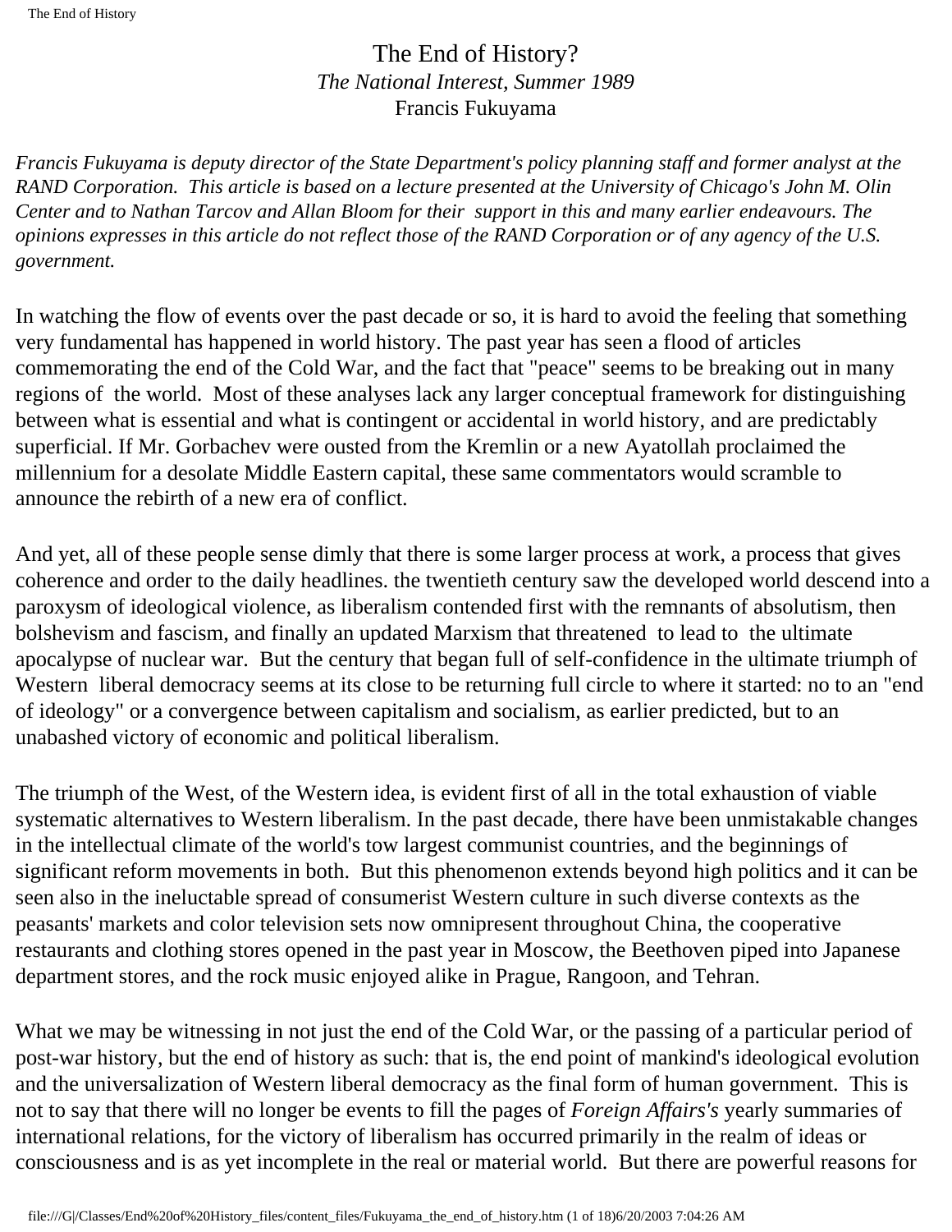# The End of History?

*The National Interest, Summer 1989*

Francis Fukuyama

*Francis Fukuyama is deputy director of the State Department's policy planning staff and former analyst at the RAND Corporation. This article is based on a lecture presented at the University of Chicago's John M. Olin Center and to Nathan Tarcov and Allan Bloom for their support in this and many earlier endeavours. The opinions expresses in this article do not reflect those of the RAND Corporation or of any agency of the U.S. government.*

In watching the flow of events over the past decade or so, it is hard to avoid the feeling that something very fundamental has happened in world history. The past year has seen a flood of articles commemorating the end of the Cold War, and the fact that "peace" seems to be breaking out in many regions of the world. Most of these analyses lack any larger conceptual framework for distinguishing between what is essential and what is contingent or accidental in world history, and are predictably superficial. If Mr. Gorbachev were ousted from the Kremlin or a new Ayatollah proclaimed the millennium for a desolate Middle Eastern capital, these same commentators would scramble to announce the rebirth of a new era of conflict.

And yet, all of these people sense dimly that there is some larger process at work, a process that gives coherence and order to the daily headlines. the twentieth century saw the developed world descend into a paroxysm of ideological violence, as liberalism contended first with the remnants of absolutism, then bolshevism and fascism, and finally an updated Marxism that threatened to lead to the ultimate apocalypse of nuclear war. But the century that began full of self-confidence in the ultimate triumph of Western liberal democracy seems at its close to be returning full circle to where it started: no to an "end of ideology" or a convergence between capitalism and socialism, as earlier predicted, but to an unabashed victory of economic and political liberalism.

The triumph of the West, of the Western idea, is evident first of all in the total exhaustion of viable systematic alternatives to Western liberalism. In the past decade, there have been unmistakable changes in the intellectual climate of the world's tow largest communist countries, and the beginnings of significant reform movements in both. But this phenomenon extends beyond high politics and it can be seen also in the ineluctable spread of consumerist Western culture in such diverse contexts as the peasants' markets and color television sets now omnipresent throughout China, the cooperative restaurants and clothing stores opened in the past year in Moscow, the Beethoven piped into Japanese department stores, and the rock music enjoyed alike in Prague, Rangoon, and Tehran.

What we may be witnessing in not just the end of the Cold War, or the passing of a particular period of post-war history, but the end of history as such: that is, the end point of mankind's ideological evolution and the universalization of Western liberal democracy as the final form of human government. This is not to say that there will no longer be events to fill the pages of *Foreign Affairs's* yearly summaries of international relations, for the victory of liberalism has occurred primarily in the realm of ideas or consciousness and is as yet incomplete in the real or material world. But there are powerful reasons for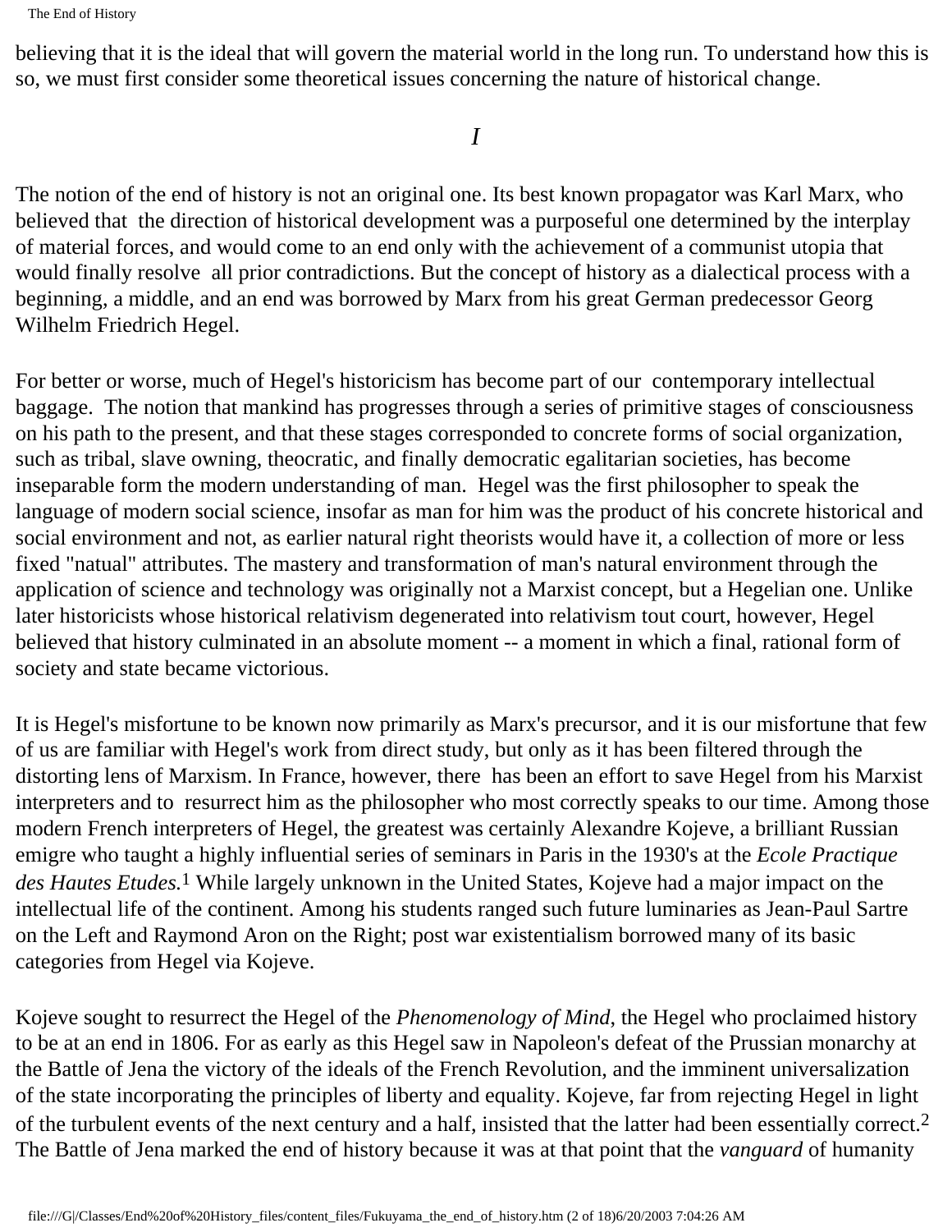believing that it is the ideal that will govern the material world in the long run. To understand how this is so, we must first consider some theoretical issues concerning the nature of historical change.

## *I*

The notion of the end of history is not an original one. Its best known propagator was Karl Marx, who believed that the direction of historical development was a purposeful one determined by the interplay of material forces, and would come to an end only with the achievement of a communist utopia that would finally resolve all prior contradictions. But the concept of history as a dialectical process with a beginning, a middle, and an end was borrowed by Marx from his great German predecessor Georg Wilhelm Friedrich Hegel.

For better or worse, much of Hegel's historicism has become part of our contemporary intellectual baggage. The notion that mankind has progresses through a series of primitive stages of consciousness on his path to the present, and that these stages corresponded to concrete forms of social organization, such as tribal, slave owning, theocratic, and finally democratic egalitarian societies, has become inseparable form the modern understanding of man. Hegel was the first philosopher to speak the language of modern social science, insofar as man for him was the product of his concrete historical and social environment and not, as earlier natural right theorists would have it, a collection of more or less fixed "natual" attributes. The mastery and transformation of man's natural environment through the application of science and technology was originally not a Marxist concept, but a Hegelian one. Unlike later historicists whose historical relativism degenerated into relativism tout court, however, Hegel believed that history culminated in an absolute moment -- a moment in which a final, rational form of society and state became victorious.

It is Hegel's misfortune to be known now primarily as Marx's precursor, and it is our misfortune that few of us are familiar with Hegel's work from direct study, but only as it has been filtered through the distorting lens of Marxism. In France, however, there has been an effort to save Hegel from his Marxist interpreters and to resurrect him as the philosopher who most correctly speaks to our time. Among those modern French interpreters of Hegel, the greatest was certainly Alexandre Kojeve, a brilliant Russian emigre who taught a highly influential series of seminars in Paris in the 1930's at the *Ecole Practique des Hautes Etudes.*[1] While largely unknown in the United States, Kojeve had a major impact on the intellectual life of the continent. Among his students ranged such future luminaries as Jean-Paul Sartre on the Left and Raymond Aron on the Right; post war existentialism borrowed many of its basic categories from Hegel via Kojeve.

Kojeve sought to resurrect the Hegel of the *Phenomenology of Mind*, the Hegel who proclaimed history to be at an end in 1806. For as early as this Hegel saw in Napoleon's defeat of the Prussian monarchy at the Battle of Jena the victory of the ideals of the French Revolution, and the imminent universalization of the state incorporating the principles of liberty and equality. Kojeve, far from rejecting Hegel in light of the turbulent events of the next century and a half, insisted that the latter had been essentially correct.[2] The Battle of Jena marked the end of history because it was at that point that the *vanguard* of humanity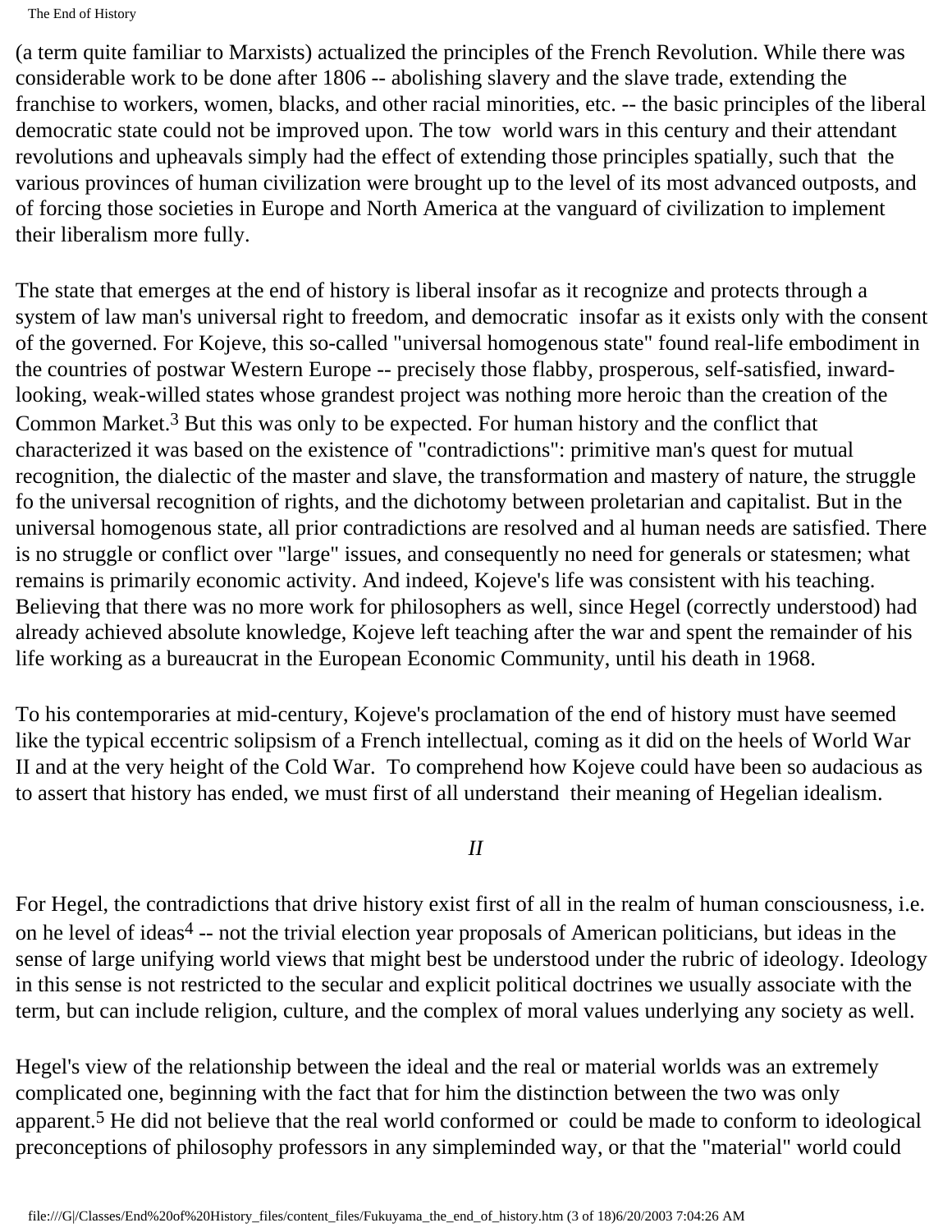(a term quite familiar to Marxists) actualized the principles of the French Revolution. While there was considerable work to be done after 1806 -- abolishing slavery and the slave trade, extending the franchise to workers, women, blacks, and other racial minorities, etc. -- the basic principles of the liberal democratic state could not be improved upon. The tow world wars in this century and their attendant revolutions and upheavals simply had the effect of extending those principles spatially, such that the various provinces of human civilization were brought up to the level of its most advanced outposts, and of forcing those societies in Europe and North America at the vanguard of civilization to implement their liberalism more fully.

The state that emerges at the end of history is liberal insofar as it recognize and protects through a system of law man's universal right to freedom, and democratic insofar as it exists only with the consent of the governed. For Kojeve, this so-called "universal homogenous state" found real-life embodiment in the countries of postwar Western Europe -- precisely those flabby, prosperous, self-satisfied, inward-looking, weak-willed states whose grandest project was nothing more heroic than the creation of the Common Market.[3] But this was only to be expected. For human history and the conflict that characterized it was based on the existence of "contradictions": primitive man's quest for mutual recognition, the dialectic of the master and slave, the transformation and mastery of nature, the struggle fo the universal recognition of rights, and the dichotomy between proletarian and capitalist. But in the universal homogenous state, all prior contradictions are resolved and al human needs are satisfied. There is no struggle or conflict over "large" issues, and consequently no need for generals or statesmen; what remains is primarily economic activity. And indeed, Kojeve's life was consistent with his teaching. Believing that there was no more work for philosophers as well, since Hegel (correctly understood) had already achieved absolute knowledge, Kojeve left teaching after the war and spent the remainder of his life working as a bureaucrat in the European Economic Community, until his death in 1968.

To his contemporaries at mid-century, Kojeve's proclamation of the end of history must have seemed like the typical eccentric solipsism of a French intellectual, coming as it did on the heels of World War II and at the very height of the Cold War. To comprehend how Kojeve could have been so audacious as to assert that history has ended, we must first of all understand their meaning of Hegelian idealism.

*II*

For Hegel, the contradictions that drive history exist first of all in the realm of human consciousness, i.e. on he level of ideas[4] -- not the trivial election year proposals of American politicians, but ideas in the sense of large unifying world views that might best be understood under the rubric of ideology. Ideology in this sense is not restricted to the secular and explicit political doctrines we usually associate with the term, but can include religion, culture, and the complex of moral values underlying any society as well.

Hegel's view of the relationship between the ideal and the real or material worlds was an extremely complicated one, beginning with the fact that for him the distinction between the two was only apparent.[5] He did not believe that the real world conformed or could be made to conform to ideological preconceptions of philosophy professors in any simpleminded way, or that the "material" world could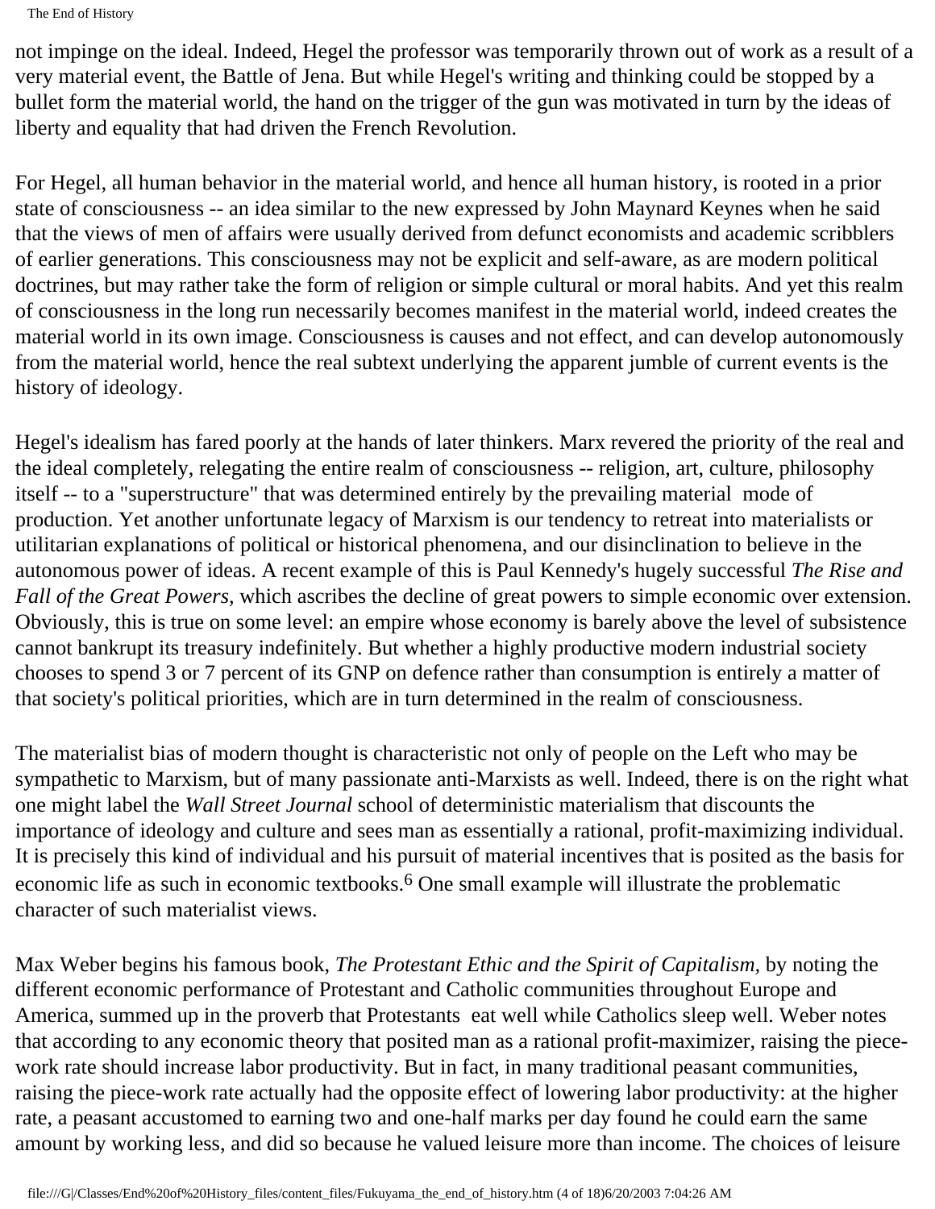not impinge on the ideal. Indeed, Hegel the professor was temporarily thrown out of work as a result of a very material event, the Battle of Jena. But while Hegel's writing and thinking could be stopped by a bullet form the material world, the hand on the trigger of the gun was motivated in turn by the ideas of liberty and equality that had driven the French Revolution.

For Hegel, all human behavior in the material world, and hence all human history, is rooted in a prior state of consciousness -- an idea similar to the new expressed by John Maynard Keynes when he said that the views of men of affairs were usually derived from defunct economists and academic scribblers of earlier generations. This consciousness may not be explicit and self-aware, as are modern political doctrines, but may rather take the form of religion or simple cultural or moral habits. And yet this realm of consciousness in the long run necessarily becomes manifest in the material world, indeed creates the material world in its own image. Consciousness is causes and not effect, and can develop autonomously from the material world, hence the real subtext underlying the apparent jumble of current events is the history of ideology.

Hegel's idealism has fared poorly at the hands of later thinkers. Marx revered the priority of the real and the ideal completely, relegating the entire realm of consciousness -- religion, art, culture, philosophy itself -- to a "superstructure" that was determined entirely by the prevailing material mode of production. Yet another unfortunate legacy of Marxism is our tendency to retreat into materialists or utilitarian explanations of political or historical phenomena, and our disinclination to believe in the autonomous power of ideas. A recent example of this is Paul Kennedy's hugely successful *The Rise and Fall of the Great Powers,* which ascribes the decline of great powers to simple economic over extension. Obviously, this is true on some level: an empire whose economy is barely above the level of subsistence cannot bankrupt its treasury indefinitely. But whether a highly productive modern industrial society chooses to spend 3 or 7 percent of its GNP on defence rather than consumption is entirely a matter of that society's political priorities, which are in turn determined in the realm of consciousness.

The materialist bias of modern thought is characteristic not only of people on the Left who may be sympathetic to Marxism, but of many passionate anti-Marxists as well. Indeed, there is on the right what one might label the *Wall Street Journal* school of deterministic materialism that discounts the importance of ideology and culture and sees man as essentially a rational, profit-maximizing individual. It is precisely this kind of individual and his pursuit of material incentives that is posited as the basis for economic life as such in economic textbooks.[6] One small example will illustrate the problematic character of such materialist views.

Max Weber begins his famous book, *The Protestant Ethic and the Spirit of Capitalism,* by noting the different economic performance of Protestant and Catholic communities throughout Europe and America, summed up in the proverb that Protestants eat well while Catholics sleep well. Weber notes that according to any economic theory that posited man as a rational profit-maximizer, raising the piece-work rate should increase labor productivity. But in fact, in many traditional peasant communities, raising the piece-work rate actually had the opposite effect of lowering labor productivity: at the higher rate, a peasant accustomed to earning two and one-half marks per day found he could earn the same amount by working less, and did so because he valued leisure more than income. The choices of leisure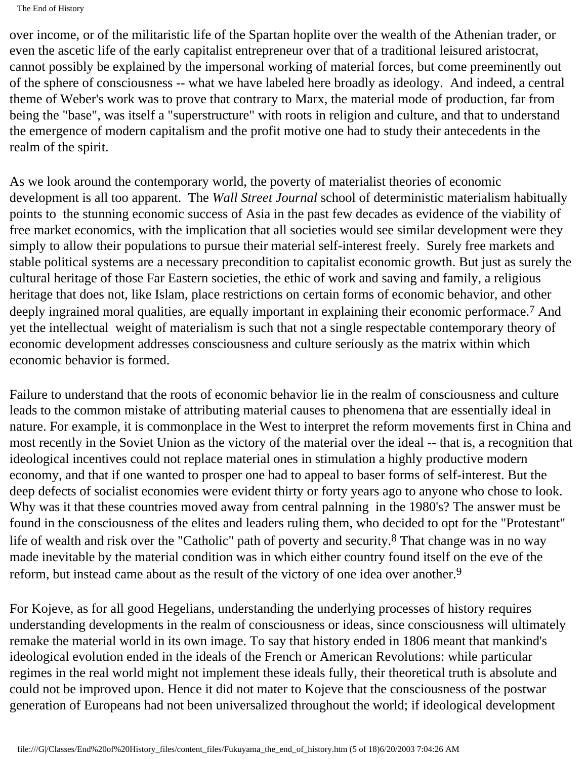over income, or of the militaristic life of the Spartan hoplite over the wealth of the Athenian trader, or even the ascetic life of the early capitalist entrepreneur over that of a traditional leisured aristocrat, cannot possibly be explained by the impersonal working of material forces, but come preeminently out of the sphere of consciousness -- what we have labeled here broadly as ideology. And indeed, a central theme of Weber's work was to prove that contrary to Marx, the material mode of production, far from being the "base", was itself a "superstructure" with roots in religion and culture, and that to understand the emergence of modern capitalism and the profit motive one had to study their antecedents in the realm of the spirit.

As we look around the contemporary world, the poverty of materialist theories of economic development is all too apparent. The *Wall Street Journal* school of deterministic materialism habitually points to the stunning economic success of Asia in the past few decades as evidence of the viability of free market economics, with the implication that all societies would see similar development were they simply to allow their populations to pursue their material self-interest freely. Surely free markets and stable political systems are a necessary precondition to capitalist economic growth. But just as surely the cultural heritage of those Far Eastern societies, the ethic of work and saving and family, a religious heritage that does not, like Islam, place restrictions on certain forms of economic behavior, and other deeply ingrained moral qualities, are equally important in explaining their economic performace.[7] And yet the intellectual weight of materialism is such that not a single respectable contemporary theory of economic development addresses consciousness and culture seriously as the matrix within which economic behavior is formed.

Failure to understand that the roots of economic behavior lie in the realm of consciousness and culture leads to the common mistake of attributing material causes to phenomena that are essentially ideal in nature. For example, it is commonplace in the West to interpret the reform movements first in China and most recently in the Soviet Union as the victory of the material over the ideal -- that is, a recognition that ideological incentives could not replace material ones in stimulation a highly productive modern economy, and that if one wanted to prosper one had to appeal to baser forms of self-interest. But the deep defects of socialist economies were evident thirty or forty years ago to anyone who chose to look. Why was it that these countries moved away from central palnning in the 1980's? The answer must be found in the consciousness of the elites and leaders ruling them, who decided to opt for the "Protestant" life of wealth and risk over the "Catholic" path of poverty and security.[8] That change was in no way made inevitable by the material condition was in which either country found itself on the eve of the reform, but instead came about as the result of the victory of one idea over another.[9]

For Kojeve, as for all good Hegelians, understanding the underlying processes of history requires understanding developments in the realm of consciousness or ideas, since consciousness will ultimately remake the material world in its own image. To say that history ended in 1806 meant that mankind's ideological evolution ended in the ideals of the French or American Revolutions: while particular regimes in the real world might not implement these ideals fully, their theoretical truth is absolute and could not be improved upon. Hence it did not mater to Kojeve that the consciousness of the postwar generation of Europeans had not been universalized throughout the world; if ideological development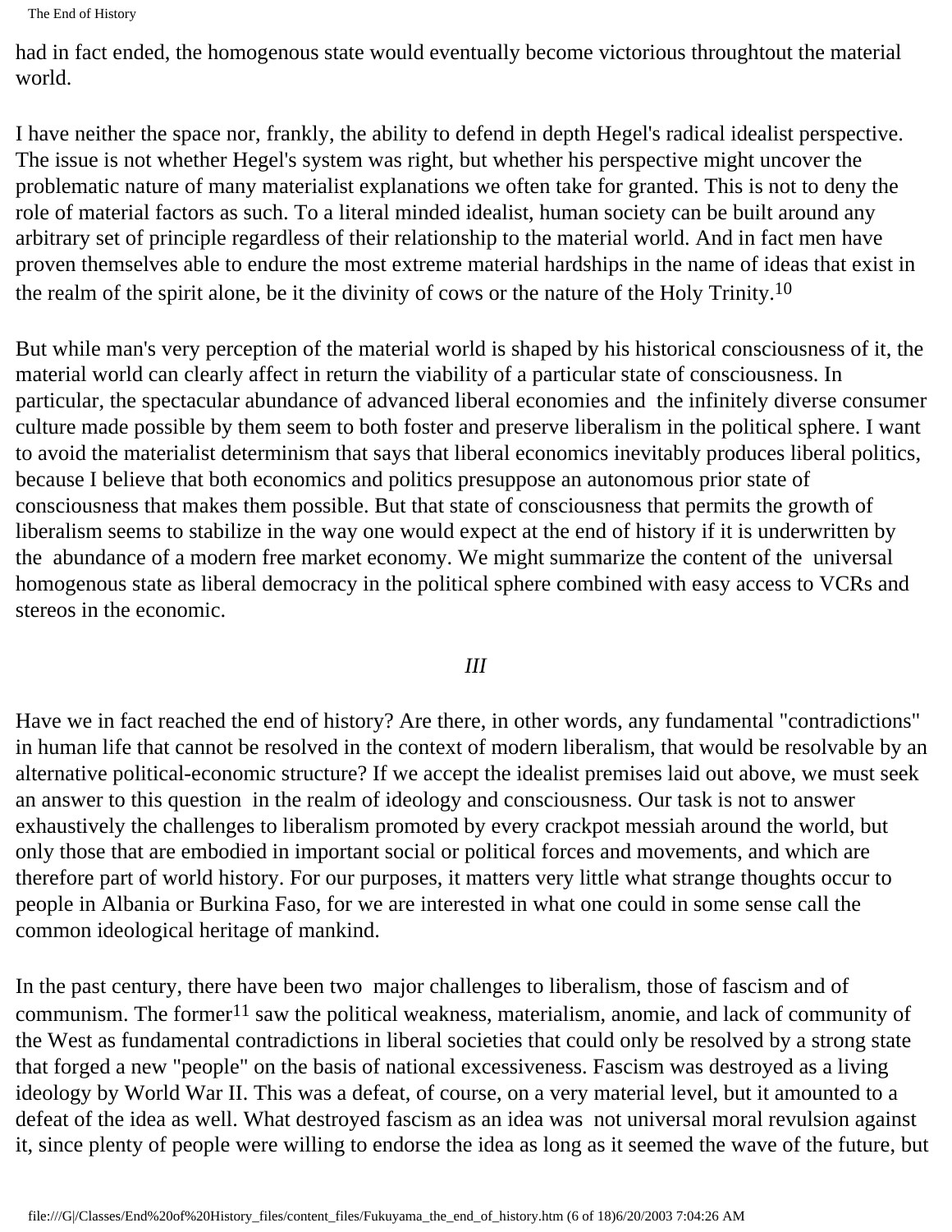had in fact ended, the homogenous state would eventually become victorious throughtout the material world.

I have neither the space nor, frankly, the ability to defend in depth Hegel's radical idealist perspective. The issue is not whether Hegel's system was right, but whether his perspective might uncover the problematic nature of many materialist explanations we often take for granted. This is not to deny the role of material factors as such. To a literal minded idealist, human society can be built around any arbitrary set of principle regardless of their relationship to the material world. And in fact men have proven themselves able to endure the most extreme material hardships in the name of ideas that exist in the realm of the spirit alone, be it the divinity of cows or the nature of the Holy Trinity.[10]

But while man's very perception of the material world is shaped by his historical consciousness of it, the material world can clearly affect in return the viability of a particular state of consciousness. In particular, the spectacular abundance of advanced liberal economies and the infinitely diverse consumer culture made possible by them seem to both foster and preserve liberalism in the political sphere. I want to avoid the materialist determinism that says that liberal economics inevitably produces liberal politics, because I believe that both economics and politics presuppose an autonomous prior state of consciousness that makes them possible. But that state of consciousness that permits the growth of liberalism seems to stabilize in the way one would expect at the end of history if it is underwritten by the abundance of a modern free market economy. We might summarize the content of the universal homogenous state as liberal democracy in the political sphere combined with easy access to VCRs and stereos in the economic.

## *III*

Have we in fact reached the end of history? Are there, in other words, any fundamental "contradictions" in human life that cannot be resolved in the context of modern liberalism, that would be resolvable by an alternative political-economic structure? If we accept the idealist premises laid out above, we must seek an answer to this question in the realm of ideology and consciousness. Our task is not to answer exhaustively the challenges to liberalism promoted by every crackpot messiah around the world, but only those that are embodied in important social or political forces and movements, and which are therefore part of world history. For our purposes, it matters very little what strange thoughts occur to people in Albania or Burkina Faso, for we are interested in what one could in some sense call the common ideological heritage of mankind.

In the past century, there have been two major challenges to liberalism, those of fascism and of communism. The former[11] saw the political weakness, materialism, anomie, and lack of community of the West as fundamental contradictions in liberal societies that could only be resolved by a strong state that forged a new "people" on the basis of national excessiveness. Fascism was destroyed as a living ideology by World War II. This was a defeat, of course, on a very material level, but it amounted to a defeat of the idea as well. What destroyed fascism as an idea was not universal moral revulsion against it, since plenty of people were willing to endorse the idea as long as it seemed the wave of the future, but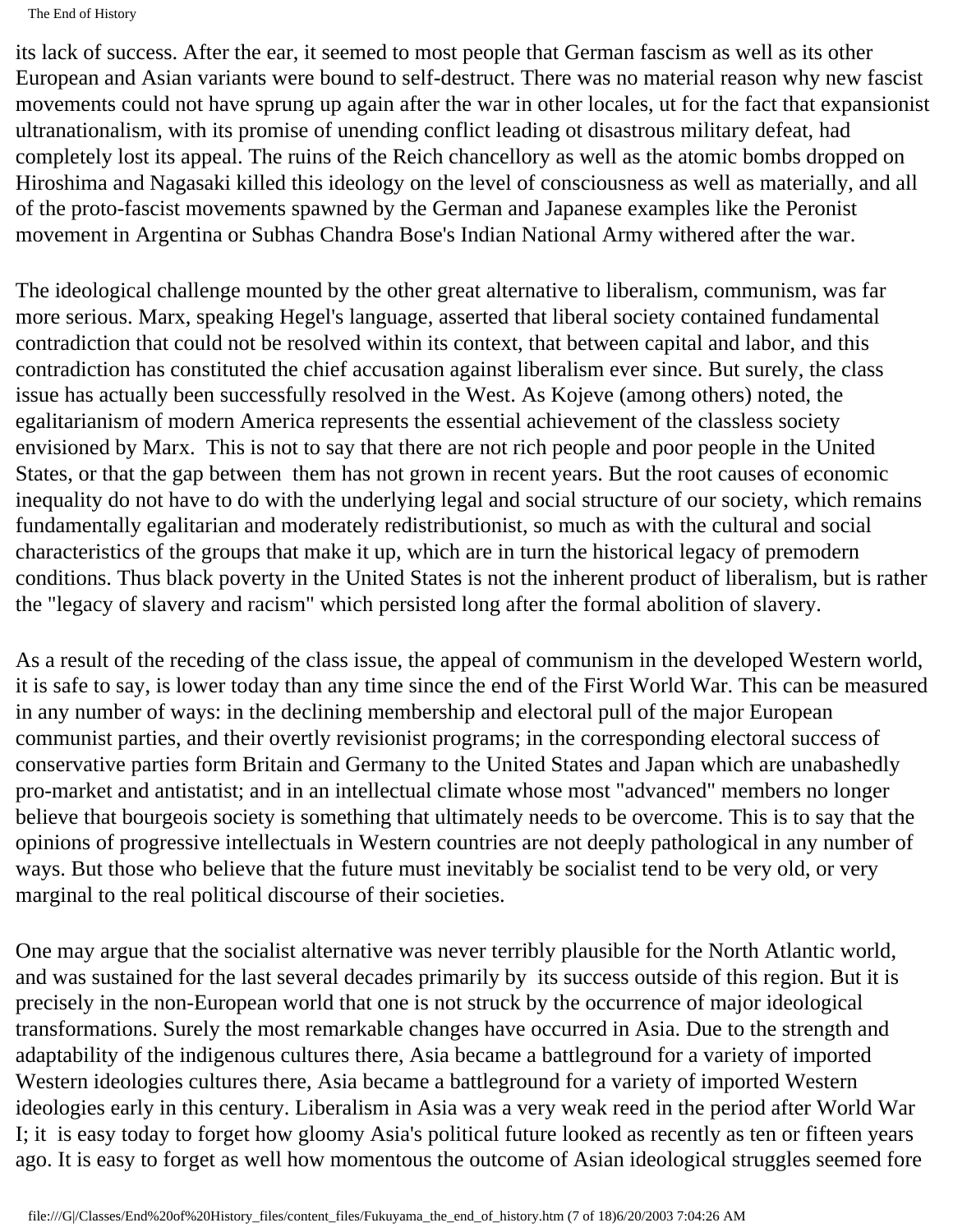its lack of success. After the ear, it seemed to most people that German fascism as well as its other European and Asian variants were bound to self-destruct. There was no material reason why new fascist movements could not have sprung up again after the war in other locales, ut for the fact that expansionist ultranationalism, with its promise of unending conflict leading ot disastrous military defeat, had completely lost its appeal. The ruins of the Reich chancellory as well as the atomic bombs dropped on Hiroshima and Nagasaki killed this ideology on the level of consciousness as well as materially, and all of the proto-fascist movements spawned by the German and Japanese examples like the Peronist movement in Argentina or Subhas Chandra Bose's Indian National Army withered after the war.

The ideological challenge mounted by the other great alternative to liberalism, communism, was far more serious. Marx, speaking Hegel's language, asserted that liberal society contained fundamental contradiction that could not be resolved within its context, that between capital and labor, and this contradiction has constituted the chief accusation against liberalism ever since. But surely, the class issue has actually been successfully resolved in the West. As Kojeve (among others) noted, the egalitarianism of modern America represents the essential achievement of the classless society envisioned by Marx. This is not to say that there are not rich people and poor people in the United States, or that the gap between them has not grown in recent years. But the root causes of economic inequality do not have to do with the underlying legal and social structure of our society, which remains fundamentally egalitarian and moderately redistributionist, so much as with the cultural and social characteristics of the groups that make it up, which are in turn the historical legacy of premodern conditions. Thus black poverty in the United States is not the inherent product of liberalism, but is rather the "legacy of slavery and racism" which persisted long after the formal abolition of slavery.

As a result of the receding of the class issue, the appeal of communism in the developed Western world, it is safe to say, is lower today than any time since the end of the First World War. This can be measured in any number of ways: in the declining membership and electoral pull of the major European communist parties, and their overtly revisionist programs; in the corresponding electoral success of conservative parties form Britain and Germany to the United States and Japan which are unabashedly pro-market and antistatist; and in an intellectual climate whose most "advanced" members no longer believe that bourgeois society is something that ultimately needs to be overcome. This is to say that the opinions of progressive intellectuals in Western countries are not deeply pathological in any number of ways. But those who believe that the future must inevitably be socialist tend to be very old, or very marginal to the real political discourse of their societies.

One may argue that the socialist alternative was never terribly plausible for the North Atlantic world, and was sustained for the last several decades primarily by its success outside of this region. But it is precisely in the non-European world that one is not struck by the occurrence of major ideological transformations. Surely the most remarkable changes have occurred in Asia. Due to the strength and adaptability of the indigenous cultures there, Asia became a battleground for a variety of imported Western ideologies cultures there, Asia became a battleground for a variety of imported Western ideologies early in this century. Liberalism in Asia was a very weak reed in the period after World War I; it is easy today to forget how gloomy Asia's political future looked as recently as ten or fifteen years ago. It is easy to forget as well how momentous the outcome of Asian ideological struggles seemed fore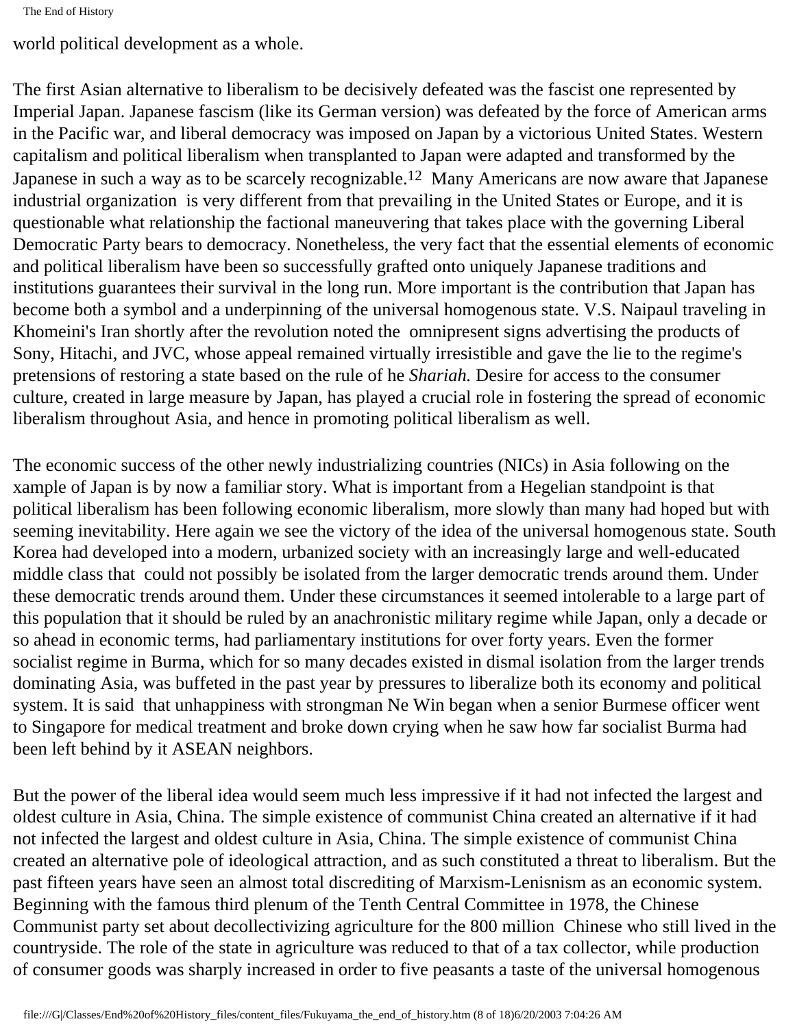world political development as a whole.

The first Asian alternative to liberalism to be decisively defeated was the fascist one represented by Imperial Japan. Japanese fascism (like its German version) was defeated by the force of American arms in the Pacific war, and liberal democracy was imposed on Japan by a victorious United States. Western capitalism and political liberalism when transplanted to Japan were adapted and transformed by the Japanese in such a way as to be scarcely recognizable.[12] Many Americans are now aware that Japanese industrial organization is very different from that prevailing in the United States or Europe, and it is questionable what relationship the factional maneuvering that takes place with the governing Liberal Democratic Party bears to democracy. Nonetheless, the very fact that the essential elements of economic and political liberalism have been so successfully grafted onto uniquely Japanese traditions and institutions guarantees their survival in the long run. More important is the contribution that Japan has become both a symbol and a underpinning of the universal homogenous state. V.S. Naipaul traveling in Khomeini's Iran shortly after the revolution noted the omnipresent signs advertising the products of Sony, Hitachi, and JVC, whose appeal remained virtually irresistible and gave the lie to the regime's pretensions of restoring a state based on the rule of he *Shariah.* Desire for access to the consumer culture, created in large measure by Japan, has played a crucial role in fostering the spread of economic liberalism throughout Asia, and hence in promoting political liberalism as well.

The economic success of the other newly industrializing countries (NICs) in Asia following on the xample of Japan is by now a familiar story. What is important from a Hegelian standpoint is that political liberalism has been following economic liberalism, more slowly than many had hoped but with seeming inevitability. Here again we see the victory of the idea of the universal homogenous state. South Korea had developed into a modern, urbanized society with an increasingly large and well-educated middle class that could not possibly be isolated from the larger democratic trends around them. Under these democratic trends around them. Under these circumstances it seemed intolerable to a large part of this population that it should be ruled by an anachronistic military regime while Japan, only a decade or so ahead in economic terms, had parliamentary institutions for over forty years. Even the former socialist regime in Burma, which for so many decades existed in dismal isolation from the larger trends dominating Asia, was buffeted in the past year by pressures to liberalize both its economy and political system. It is said that unhappiness with strongman Ne Win began when a senior Burmese officer went to Singapore for medical treatment and broke down crying when he saw how far socialist Burma had been left behind by it ASEAN neighbors.

But the power of the liberal idea would seem much less impressive if it had not infected the largest and oldest culture in Asia, China. The simple existence of communist China created an alternative if it had not infected the largest and oldest culture in Asia, China. The simple existence of communist China created an alternative pole of ideological attraction, and as such constituted a threat to liberalism. But the past fifteen years have seen an almost total discrediting of Marxism-Lenisnism as an economic system. Beginning with the famous third plenum of the Tenth Central Committee in 1978, the Chinese Communist party set about decollectivizing agriculture for the 800 million Chinese who still lived in the countryside. The role of the state in agriculture was reduced to that of a tax collector, while production of consumer goods was sharply increased in order to five peasants a taste of the universal homogenous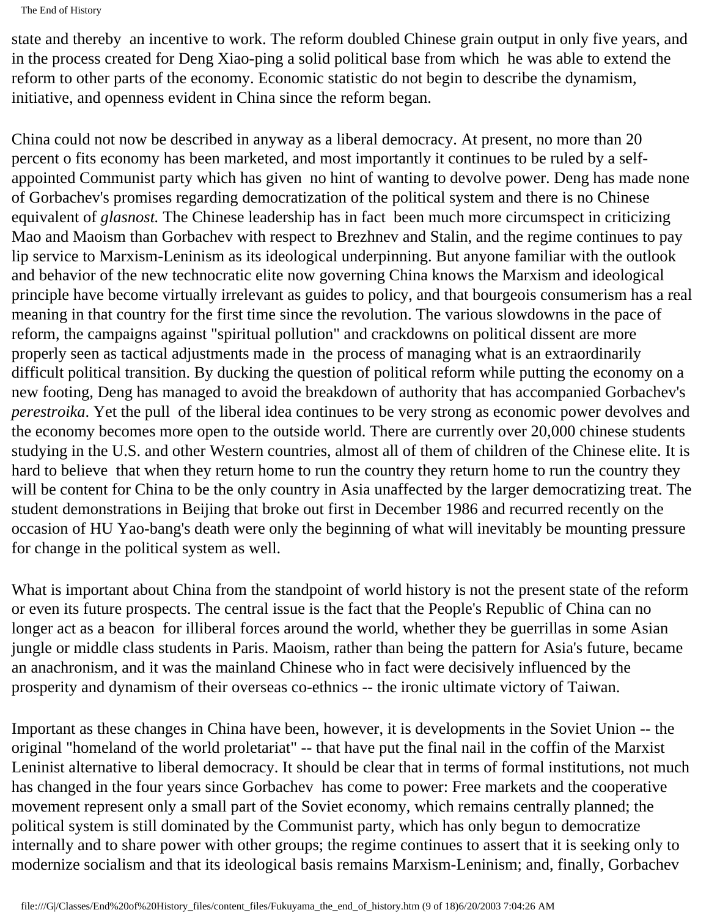state and thereby an incentive to work. The reform doubled Chinese grain output in only five years, and in the process created for Deng Xiao-ping a solid political base from which he was able to extend the reform to other parts of the economy. Economic statistic do not begin to describe the dynamism, initiative, and openness evident in China since the reform began.

China could not now be described in anyway as a liberal democracy. At present, no more than 20 percent o fits economy has been marketed, and most importantly it continues to be ruled by a self-appointed Communist party which has given no hint of wanting to devolve power. Deng has made none of Gorbachev's promises regarding democratization of the political system and there is no Chinese equivalent of *glasnost.* The Chinese leadership has in fact been much more circumspect in criticizing Mao and Maoism than Gorbachev with respect to Brezhnev and Stalin, and the regime continues to pay lip service to Marxism-Leninism as its ideological underpinning. But anyone familiar with the outlook and behavior of the new technocratic elite now governing China knows the Marxism and ideological principle have become virtually irrelevant as guides to policy, and that bourgeois consumerism has a real meaning in that country for the first time since the revolution. The various slowdowns in the pace of reform, the campaigns against "spiritual pollution" and crackdowns on political dissent are more properly seen as tactical adjustments made in the process of managing what is an extraordinarily difficult political transition. By ducking the question of political reform while putting the economy on a new footing, Deng has managed to avoid the breakdown of authority that has accompanied Gorbachev's *perestroika*. Yet the pull of the liberal idea continues to be very strong as economic power devolves and the economy becomes more open to the outside world. There are currently over 20,000 chinese students studying in the U.S. and other Western countries, almost all of them of children of the Chinese elite. It is hard to believe that when they return home to run the country they return home to run the country they will be content for China to be the only country in Asia unaffected by the larger democratizing treat. The student demonstrations in Beijing that broke out first in December 1986 and recurred recently on the occasion of HU Yao-bang's death were only the beginning of what will inevitably be mounting pressure for change in the political system as well.

What is important about China from the standpoint of world history is not the present state of the reform or even its future prospects. The central issue is the fact that the People's Republic of China can no longer act as a beacon for illiberal forces around the world, whether they be guerrillas in some Asian jungle or middle class students in Paris. Maoism, rather than being the pattern for Asia's future, became an anachronism, and it was the mainland Chinese who in fact were decisively influenced by the prosperity and dynamism of their overseas co-ethnics -- the ironic ultimate victory of Taiwan.

Important as these changes in China have been, however, it is developments in the Soviet Union -- the original "homeland of the world proletariat" -- that have put the final nail in the coffin of the Marxist Leninist alternative to liberal democracy. It should be clear that in terms of formal institutions, not much has changed in the four years since Gorbachev has come to power: Free markets and the cooperative movement represent only a small part of the Soviet economy, which remains centrally planned; the political system is still dominated by the Communist party, which has only begun to democratize internally and to share power with other groups; the regime continues to assert that it is seeking only to modernize socialism and that its ideological basis remains Marxism-Leninism; and, finally, Gorbachev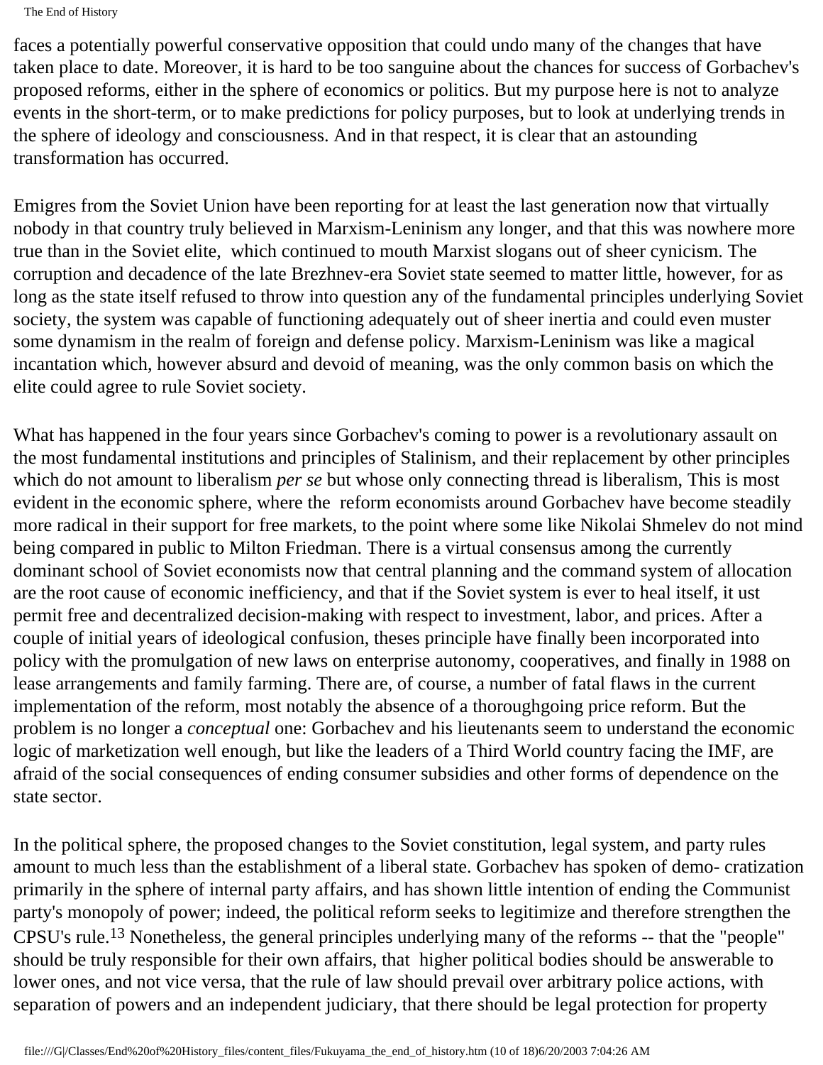faces a potentially powerful conservative opposition that could undo many of the changes that have taken place to date. Moreover, it is hard to be too sanguine about the chances for success of Gorbachev's proposed reforms, either in the sphere of economics or politics. But my purpose here is not to analyze events in the short-term, or to make predictions for policy purposes, but to look at underlying trends in the sphere of ideology and consciousness. And in that respect, it is clear that an astounding transformation has occurred.

Emigres from the Soviet Union have been reporting for at least the last generation now that virtually nobody in that country truly believed in Marxism-Leninism any longer, and that this was nowhere more true than in the Soviet elite, which continued to mouth Marxist slogans out of sheer cynicism. The corruption and decadence of the late Brezhnev-era Soviet state seemed to matter little, however, for as long as the state itself refused to throw into question any of the fundamental principles underlying Soviet society, the system was capable of functioning adequately out of sheer inertia and could even muster some dynamism in the realm of foreign and defense policy. Marxism-Leninism was like a magical incantation which, however absurd and devoid of meaning, was the only common basis on which the elite could agree to rule Soviet society.

What has happened in the four years since Gorbachev's coming to power is a revolutionary assault on the most fundamental institutions and principles of Stalinism, and their replacement by other principles which do not amount to liberalism *per se* but whose only connecting thread is liberalism, This is most evident in the economic sphere, where the reform economists around Gorbachev have become steadily more radical in their support for free markets, to the point where some like Nikolai Shmelev do not mind being compared in public to Milton Friedman. There is a virtual consensus among the currently dominant school of Soviet economists now that central planning and the command system of allocation are the root cause of economic inefficiency, and that if the Soviet system is ever to heal itself, it ust permit free and decentralized decision-making with respect to investment, labor, and prices. After a couple of initial years of ideological confusion, theses principle have finally been incorporated into policy with the promulgation of new laws on enterprise autonomy, cooperatives, and finally in 1988 on lease arrangements and family farming. There are, of course, a number of fatal flaws in the current implementation of the reform, most notably the absence of a thoroughgoing price reform. But the problem is no longer a *conceptual* one: Gorbachev and his lieutenants seem to understand the economic logic of marketization well enough, but like the leaders of a Third World country facing the IMF, are afraid of the social consequences of ending consumer subsidies and other forms of dependence on the state sector.

In the political sphere, the proposed changes to the Soviet constitution, legal system, and party rules amount to much less than the establishment of a liberal state. Gorbachev has spoken of demo- cratization primarily in the sphere of internal party affairs, and has shown little intention of ending the Communist party's monopoly of power; indeed, the political reform seeks to legitimize and therefore strengthen the CPSU's rule.[13] Nonetheless, the general principles underlying many of the reforms -- that the "people" should be truly responsible for their own affairs, that higher political bodies should be answerable to lower ones, and not vice versa, that the rule of law should prevail over arbitrary police actions, with separation of powers and an independent judiciary, that there should be legal protection for property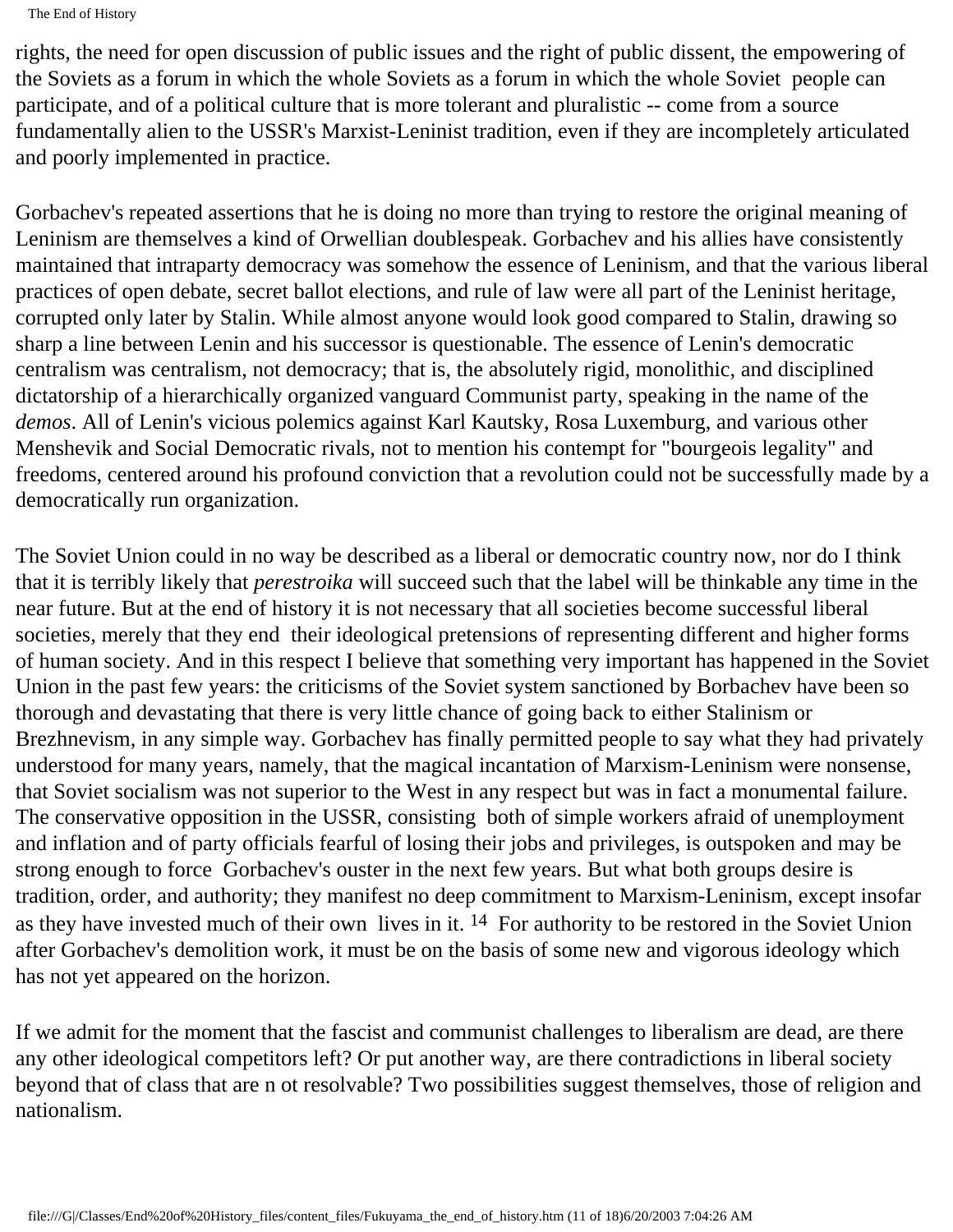rights, the need for open discussion of public issues and the right of public dissent, the empowering of the Soviets as a forum in which the whole Soviets as a forum in which the whole Soviet people can participate, and of a political culture that is more tolerant and pluralistic -- come from a source fundamentally alien to the USSR's Marxist-Leninist tradition, even if they are incompletely articulated and poorly implemented in practice.

Gorbachev's repeated assertions that he is doing no more than trying to restore the original meaning of Leninism are themselves a kind of Orwellian doublespeak. Gorbachev and his allies have consistently maintained that intraparty democracy was somehow the essence of Leninism, and that the various liberal practices of open debate, secret ballot elections, and rule of law were all part of the Leninist heritage, corrupted only later by Stalin. While almost anyone would look good compared to Stalin, drawing so sharp a line between Lenin and his successor is questionable. The essence of Lenin's democratic centralism was centralism, not democracy; that is, the absolutely rigid, monolithic, and disciplined dictatorship of a hierarchically organized vanguard Communist party, speaking in the name of the *demos*. All of Lenin's vicious polemics against Karl Kautsky, Rosa Luxemburg, and various other Menshevik and Social Democratic rivals, not to mention his contempt for "bourgeois legality" and freedoms, centered around his profound conviction that a revolution could not be successfully made by a democratically run organization.

The Soviet Union could in no way be described as a liberal or democratic country now, nor do I think that it is terribly likely that *perestroika* will succeed such that the label will be thinkable any time in the near future. But at the end of history it is not necessary that all societies become successful liberal societies, merely that they end their ideological pretensions of representing different and higher forms of human society. And in this respect I believe that something very important has happened in the Soviet Union in the past few years: the criticisms of the Soviet system sanctioned by Borbachev have been so thorough and devastating that there is very little chance of going back to either Stalinism or Brezhnevism, in any simple way. Gorbachev has finally permitted people to say what they had privately understood for many years, namely, that the magical incantation of Marxism-Leninism were nonsense, that Soviet socialism was not superior to the West in any respect but was in fact a monumental failure. The conservative opposition in the USSR, consisting both of simple workers afraid of unemployment and inflation and of party officials fearful of losing their jobs and privileges, is outspoken and may be strong enough to force Gorbachev's ouster in the next few years. But what both groups desire is tradition, order, and authority; they manifest no deep commitment to Marxism-Leninism, except insofar as they have invested much of their own lives in it. [14] For authority to be restored in the Soviet Union after Gorbachev's demolition work, it must be on the basis of some new and vigorous ideology which has not yet appeared on the horizon.

If we admit for the moment that the fascist and communist challenges to liberalism are dead, are there any other ideological competitors left? Or put another way, are there contradictions in liberal society beyond that of class that are n ot resolvable? Two possibilities suggest themselves, those of religion and nationalism.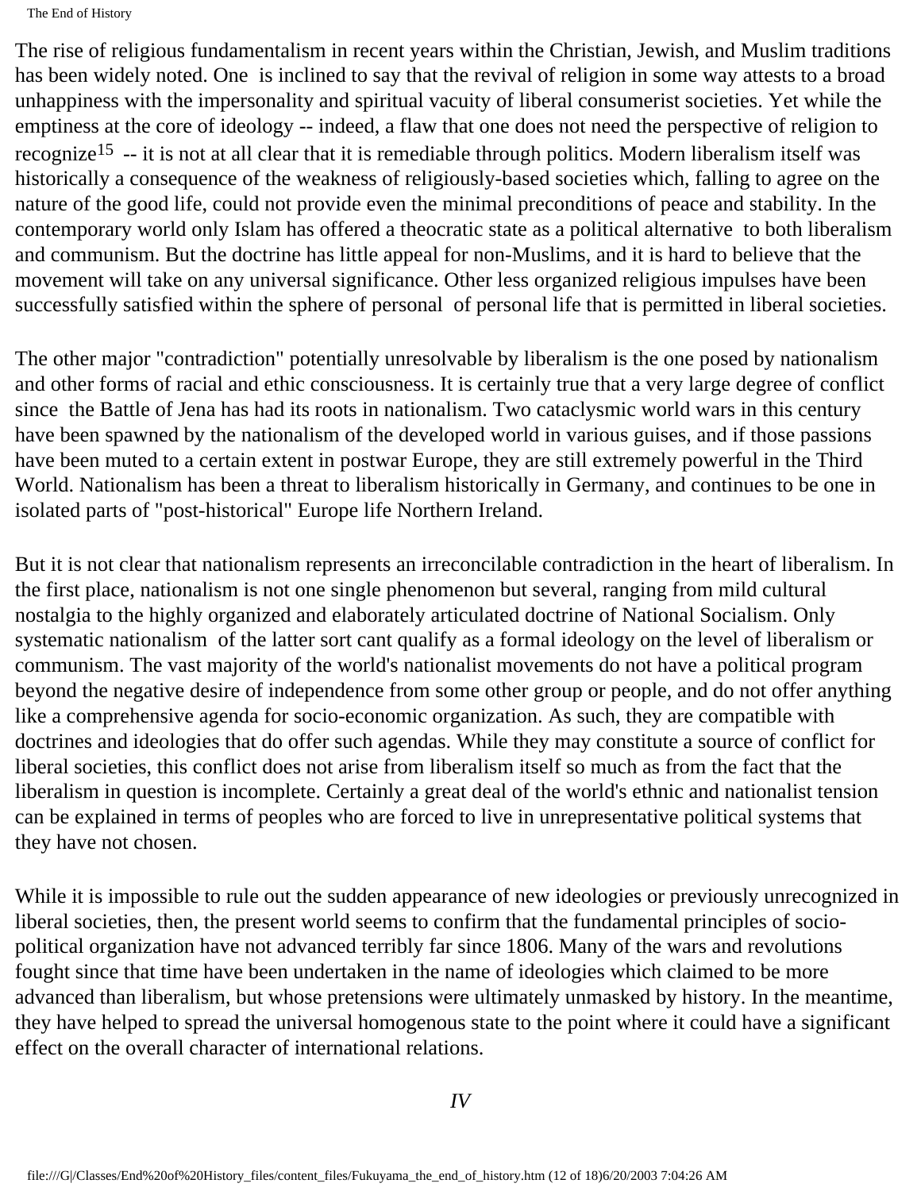The rise of religious fundamentalism in recent years within the Christian, Jewish, and Muslim traditions has been widely noted. One is inclined to say that the revival of religion in some way attests to a broad unhappiness with the impersonality and spiritual vacuity of liberal consumerist societies. Yet while the emptiness at the core of ideology -- indeed, a flaw that one does not need the perspective of religion to recognize[15] -- it is not at all clear that it is remediable through politics. Modern liberalism itself was historically a consequence of the weakness of religiously-based societies which, falling to agree on the nature of the good life, could not provide even the minimal preconditions of peace and stability. In the contemporary world only Islam has offered a theocratic state as a political alternative to both liberalism and communism. But the doctrine has little appeal for non-Muslims, and it is hard to believe that the movement will take on any universal significance. Other less organized religious impulses have been successfully satisfied within the sphere of personal of personal life that is permitted in liberal societies.

The other major "contradiction" potentially unresolvable by liberalism is the one posed by nationalism and other forms of racial and ethic consciousness. It is certainly true that a very large degree of conflict since the Battle of Jena has had its roots in nationalism. Two cataclysmic world wars in this century have been spawned by the nationalism of the developed world in various guises, and if those passions have been muted to a certain extent in postwar Europe, they are still extremely powerful in the Third World. Nationalism has been a threat to liberalism historically in Germany, and continues to be one in isolated parts of "post-historical" Europe life Northern Ireland.

But it is not clear that nationalism represents an irreconcilable contradiction in the heart of liberalism. In the first place, nationalism is not one single phenomenon but several, ranging from mild cultural nostalgia to the highly organized and elaborately articulated doctrine of National Socialism. Only systematic nationalism of the latter sort cant qualify as a formal ideology on the level of liberalism or communism. The vast majority of the world's nationalist movements do not have a political program beyond the negative desire of independence from some other group or people, and do not offer anything like a comprehensive agenda for socio-economic organization. As such, they are compatible with doctrines and ideologies that do offer such agendas. While they may constitute a source of conflict for liberal societies, this conflict does not arise from liberalism itself so much as from the fact that the liberalism in question is incomplete. Certainly a great deal of the world's ethnic and nationalist tension can be explained in terms of peoples who are forced to live in unrepresentative political systems that they have not chosen.

While it is impossible to rule out the sudden appearance of new ideologies or previously unrecognized in liberal societies, then, the present world seems to confirm that the fundamental principles of socio-political organization have not advanced terribly far since 1806. Many of the wars and revolutions fought since that time have been undertaken in the name of ideologies which claimed to be more advanced than liberalism, but whose pretensions were ultimately unmasked by history. In the meantime, they have helped to spread the universal homogenous state to the point where it could have a significant effect on the overall character of international relations.

## *IV*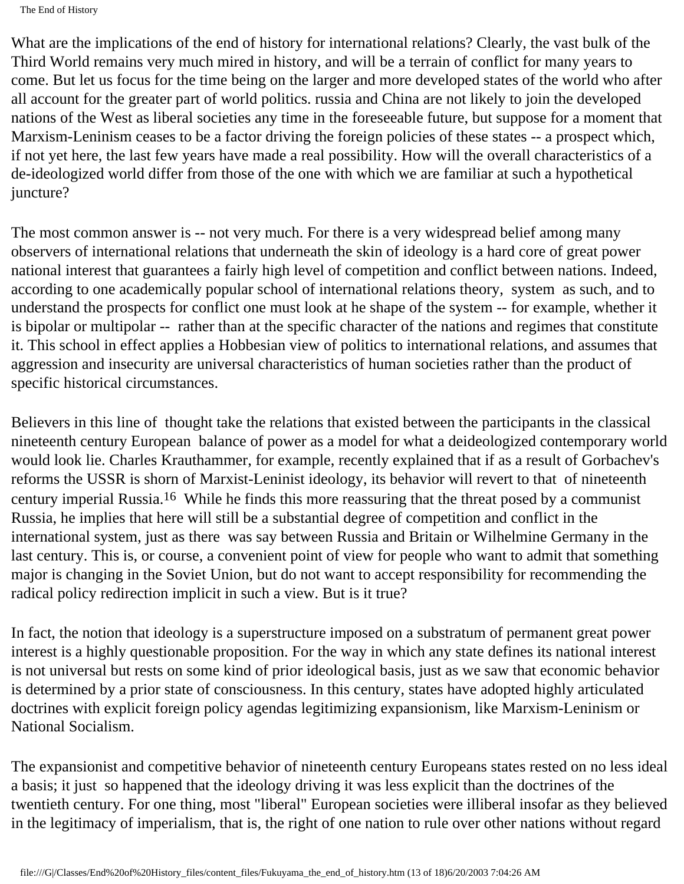What are the implications of the end of history for international relations? Clearly, the vast bulk of the Third World remains very much mired in history, and will be a terrain of conflict for many years to come. But let us focus for the time being on the larger and more developed states of the world who after all account for the greater part of world politics. russia and China are not likely to join the developed nations of the West as liberal societies any time in the foreseeable future, but suppose for a moment that Marxism-Leninism ceases to be a factor driving the foreign policies of these states -- a prospect which, if not yet here, the last few years have made a real possibility. How will the overall characteristics of a de-ideologized world differ from those of the one with which we are familiar at such a hypothetical juncture?

The most common answer is -- not very much. For there is a very widespread belief among many observers of international relations that underneath the skin of ideology is a hard core of great power national interest that guarantees a fairly high level of competition and conflict between nations. Indeed, according to one academically popular school of international relations theory, system as such, and to understand the prospects for conflict one must look at he shape of the system -- for example, whether it is bipolar or multipolar -- rather than at the specific character of the nations and regimes that constitute it. This school in effect applies a Hobbesian view of politics to international relations, and assumes that aggression and insecurity are universal characteristics of human societies rather than the product of specific historical circumstances.

Believers in this line of thought take the relations that existed between the participants in the classical nineteenth century European balance of power as a model for what a deideologized contemporary world would look lie. Charles Krauthammer, for example, recently explained that if as a result of Gorbachev's reforms the USSR is shorn of Marxist-Leninist ideology, its behavior will revert to that of nineteenth century imperial Russia.[16] While he finds this more reassuring that the threat posed by a communist Russia, he implies that here will still be a substantial degree of competition and conflict in the international system, just as there was say between Russia and Britain or Wilhelmine Germany in the last century. This is, or course, a convenient point of view for people who want to admit that something major is changing in the Soviet Union, but do not want to accept responsibility for recommending the radical policy redirection implicit in such a view. But is it true?

In fact, the notion that ideology is a superstructure imposed on a substratum of permanent great power interest is a highly questionable proposition. For the way in which any state defines its national interest is not universal but rests on some kind of prior ideological basis, just as we saw that economic behavior is determined by a prior state of consciousness. In this century, states have adopted highly articulated doctrines with explicit foreign policy agendas legitimizing expansionism, like Marxism-Leninism or National Socialism.

The expansionist and competitive behavior of nineteenth century Europeans states rested on no less ideal a basis; it just so happened that the ideology driving it was less explicit than the doctrines of the twentieth century. For one thing, most "liberal" European societies were illiberal insofar as they believed in the legitimacy of imperialism, that is, the right of one nation to rule over other nations without regard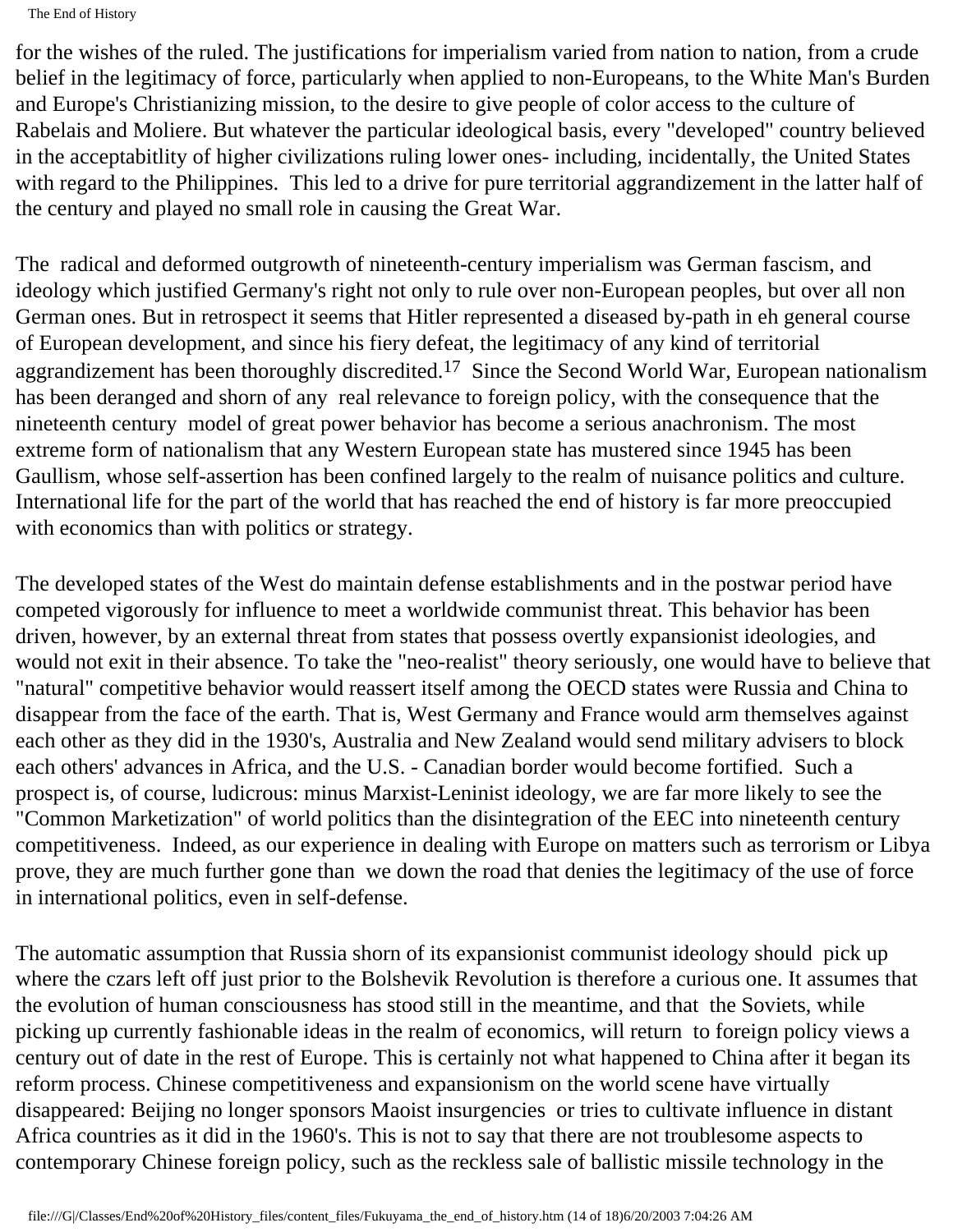for the wishes of the ruled. The justifications for imperialism varied from nation to nation, from a crude belief in the legitimacy of force, particularly when applied to non-Europeans, to the White Man's Burden and Europe's Christianizing mission, to the desire to give people of color access to the culture of Rabelais and Moliere. But whatever the particular ideological basis, every "developed" country believed in the acceptabitlity of higher civilizations ruling lower ones- including, incidentally, the United States with regard to the Philippines. This led to a drive for pure territorial aggrandizement in the latter half of the century and played no small role in causing the Great War.

The radical and deformed outgrowth of nineteenth-century imperialism was German fascism, and ideology which justified Germany's right not only to rule over non-European peoples, but over all non German ones. But in retrospect it seems that Hitler represented a diseased by-path in eh general course of European development, and since his fiery defeat, the legitimacy of any kind of territorial aggrandizement has been thoroughly discredited.[17] Since the Second World War, European nationalism has been deranged and shorn of any real relevance to foreign policy, with the consequence that the nineteenth century model of great power behavior has become a serious anachronism. The most extreme form of nationalism that any Western European state has mustered since 1945 has been Gaullism, whose self-assertion has been confined largely to the realm of nuisance politics and culture. International life for the part of the world that has reached the end of history is far more preoccupied with economics than with politics or strategy.

The developed states of the West do maintain defense establishments and in the postwar period have competed vigorously for influence to meet a worldwide communist threat. This behavior has been driven, however, by an external threat from states that possess overtly expansionist ideologies, and would not exit in their absence. To take the "neo-realist" theory seriously, one would have to believe that "natural" competitive behavior would reassert itself among the OECD states were Russia and China to disappear from the face of the earth. That is, West Germany and France would arm themselves against each other as they did in the 1930's, Australia and New Zealand would send military advisers to block each others' advances in Africa, and the U.S. - Canadian border would become fortified. Such a prospect is, of course, ludicrous: minus Marxist-Leninist ideology, we are far more likely to see the "Common Marketization" of world politics than the disintegration of the EEC into nineteenth century competitiveness. Indeed, as our experience in dealing with Europe on matters such as terrorism or Libya prove, they are much further gone than we down the road that denies the legitimacy of the use of force in international politics, even in self-defense.

The automatic assumption that Russia shorn of its expansionist communist ideology should pick up where the czars left off just prior to the Bolshevik Revolution is therefore a curious one. It assumes that the evolution of human consciousness has stood still in the meantime, and that the Soviets, while picking up currently fashionable ideas in the realm of economics, will return to foreign policy views a century out of date in the rest of Europe. This is certainly not what happened to China after it began its reform process. Chinese competitiveness and expansionism on the world scene have virtually disappeared: Beijing no longer sponsors Maoist insurgencies or tries to cultivate influence in distant Africa countries as it did in the 1960's. This is not to say that there are not troublesome aspects to contemporary Chinese foreign policy, such as the reckless sale of ballistic missile technology in the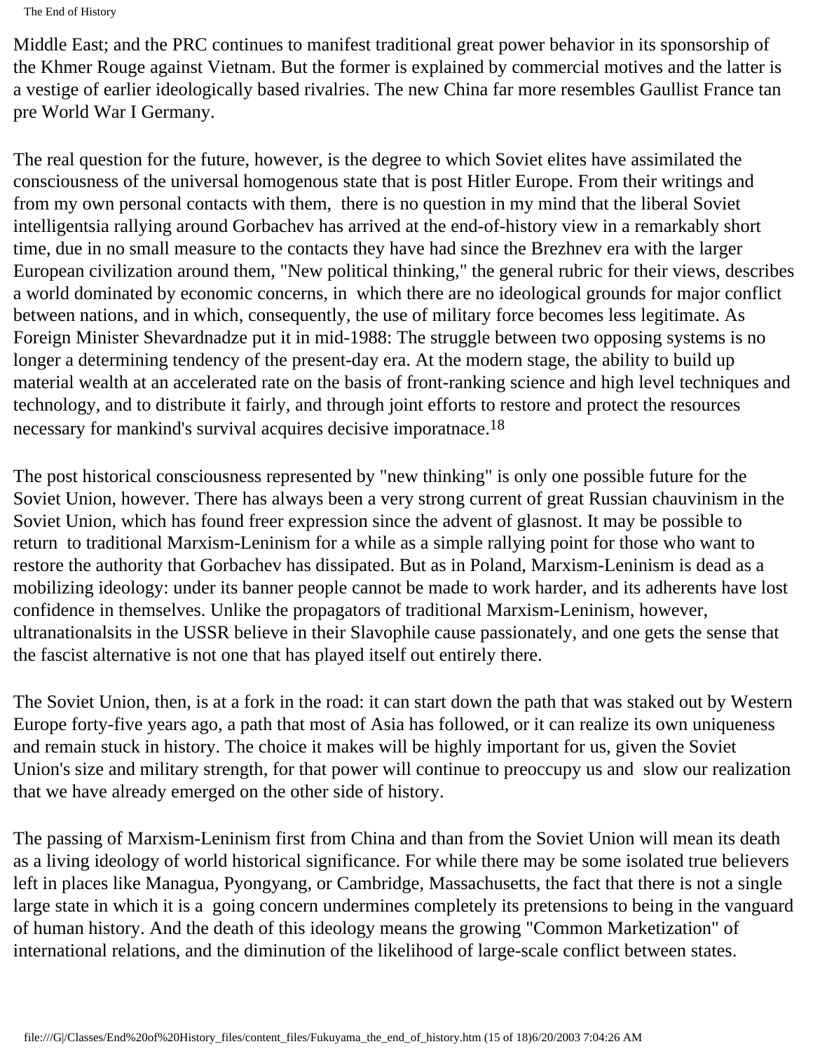Middle East; and the PRC continues to manifest traditional great power behavior in its sponsorship of the Khmer Rouge against Vietnam. But the former is explained by commercial motives and the latter is a vestige of earlier ideologically based rivalries. The new China far more resembles Gaullist France tan pre World War I Germany.

The real question for the future, however, is the degree to which Soviet elites have assimilated the consciousness of the universal homogenous state that is post Hitler Europe. From their writings and from my own personal contacts with them, there is no question in my mind that the liberal Soviet intelligentsia rallying around Gorbachev has arrived at the end-of-history view in a remarkably short time, due in no small measure to the contacts they have had since the Brezhnev era with the larger European civilization around them, "New political thinking," the general rubric for their views, describes a world dominated by economic concerns, in which there are no ideological grounds for major conflict between nations, and in which, consequently, the use of military force becomes less legitimate. As Foreign Minister Shevardnadze put it in mid-1988: The struggle between two opposing systems is no longer a determining tendency of the present-day era. At the modern stage, the ability to build up material wealth at an accelerated rate on the basis of front-ranking science and high level techniques and technology, and to distribute it fairly, and through joint efforts to restore and protect the resources necessary for mankind's survival acquires decisive imporatnace.[18]

The post historical consciousness represented by "new thinking" is only one possible future for the Soviet Union, however. There has always been a very strong current of great Russian chauvinism in the Soviet Union, which has found freer expression since the advent of glasnost. It may be possible to return to traditional Marxism-Leninism for a while as a simple rallying point for those who want to restore the authority that Gorbachev has dissipated. But as in Poland, Marxism-Leninism is dead as a mobilizing ideology: under its banner people cannot be made to work harder, and its adherents have lost confidence in themselves. Unlike the propagators of traditional Marxism-Leninism, however, ultranationalsits in the USSR believe in their Slavophile cause passionately, and one gets the sense that the fascist alternative is not one that has played itself out entirely there.

The Soviet Union, then, is at a fork in the road: it can start down the path that was staked out by Western Europe forty-five years ago, a path that most of Asia has followed, or it can realize its own uniqueness and remain stuck in history. The choice it makes will be highly important for us, given the Soviet Union's size and military strength, for that power will continue to preoccupy us and slow our realization that we have already emerged on the other side of history.

The passing of Marxism-Leninism first from China and than from the Soviet Union will mean its death as a living ideology of world historical significance. For while there may be some isolated true believers left in places like Managua, Pyongyang, or Cambridge, Massachusetts, the fact that there is not a single large state in which it is a going concern undermines completely its pretensions to being in the vanguard of human history. And the death of this ideology means the growing "Common Marketization" of international relations, and the diminution of the likelihood of large-scale conflict between states.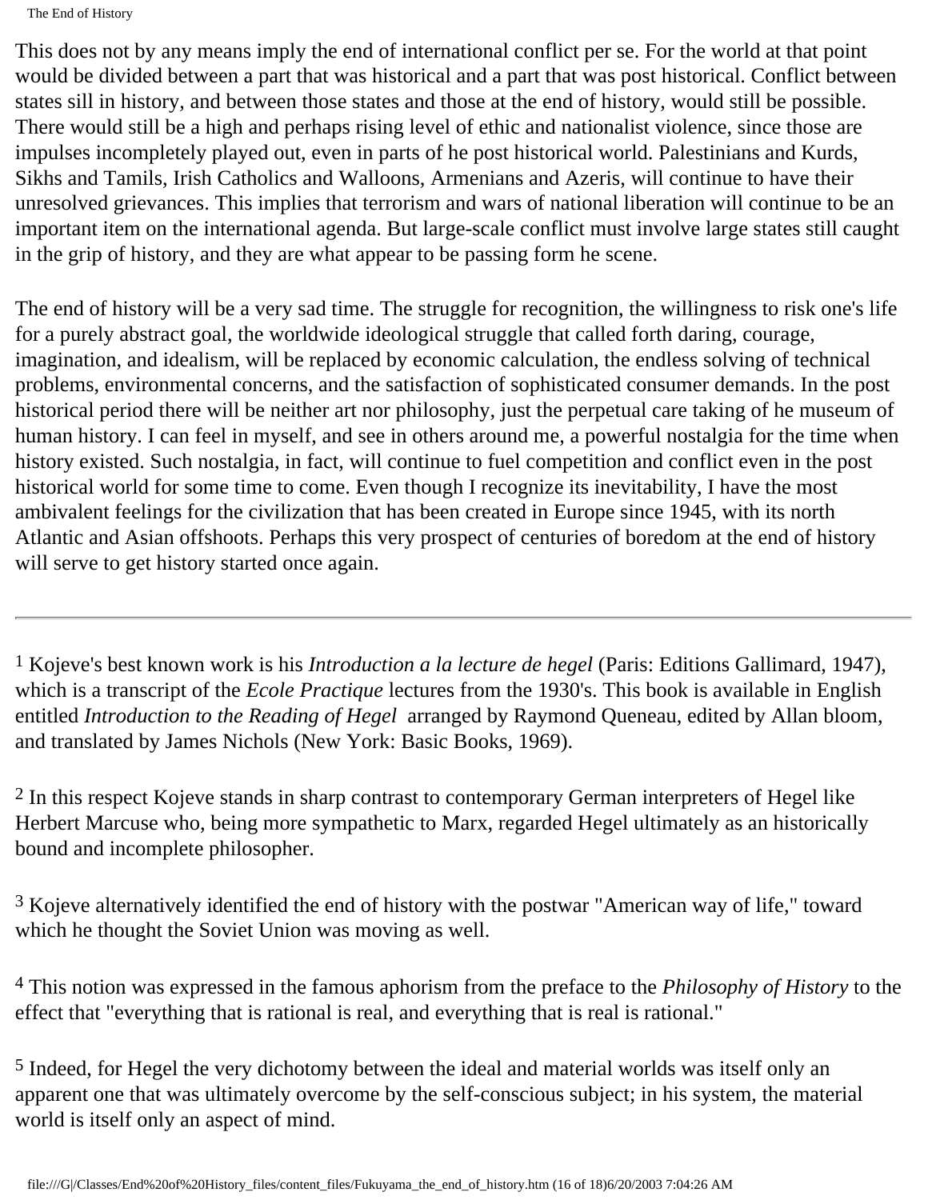This does not by any means imply the end of international conflict per se. For the world at that point would be divided between a part that was historical and a part that was post historical. Conflict between states sill in history, and between those states and those at the end of history, would still be possible. There would still be a high and perhaps rising level of ethic and nationalist violence, since those are impulses incompletely played out, even in parts of he post historical world. Palestinians and Kurds, Sikhs and Tamils, Irish Catholics and Walloons, Armenians and Azeris, will continue to have their unresolved grievances. This implies that terrorism and wars of national liberation will continue to be an important item on the international agenda. But large-scale conflict must involve large states still caught in the grip of history, and they are what appear to be passing form he scene.

The end of history will be a very sad time. The struggle for recognition, the willingness to risk one's life for a purely abstract goal, the worldwide ideological struggle that called forth daring, courage, imagination, and idealism, will be replaced by economic calculation, the endless solving of technical problems, environmental concerns, and the satisfaction of sophisticated consumer demands. In the post historical period there will be neither art nor philosophy, just the perpetual care taking of he museum of human history. I can feel in myself, and see in others around me, a powerful nostalgia for the time when history existed. Such nostalgia, in fact, will continue to fuel competition and conflict even in the post historical world for some time to come. Even though I recognize its inevitability, I have the most ambivalent feelings for the civilization that has been created in Europe since 1945, with its north Atlantic and Asian offshoots. Perhaps this very prospect of centuries of boredom at the end of history will serve to get history started once again.

---

[1] Kojeve's best known work is his *Introduction a la lecture de hegel* (Paris: Editions Gallimard, 1947), which is a transcript of the *Ecole Practique* lectures from the 1930's. This book is available in English entitled *Introduction to the Reading of Hegel* arranged by Raymond Queneau, edited by Allan bloom, and translated by James Nichols (New York: Basic Books, 1969).

[2] In this respect Kojeve stands in sharp contrast to contemporary German interpreters of Hegel like Herbert Marcuse who, being more sympathetic to Marx, regarded Hegel ultimately as an historically bound and incomplete philosopher.

[3] Kojeve alternatively identified the end of history with the postwar "American way of life," toward which he thought the Soviet Union was moving as well.

[4] This notion was expressed in the famous aphorism from the preface to the *Philosophy of History* to the effect that "everything that is rational is real, and everything that is real is rational."

[5] Indeed, for Hegel the very dichotomy between the ideal and material worlds was itself only an apparent one that was ultimately overcome by the self-conscious subject; in his system, the material world is itself only an aspect of mind.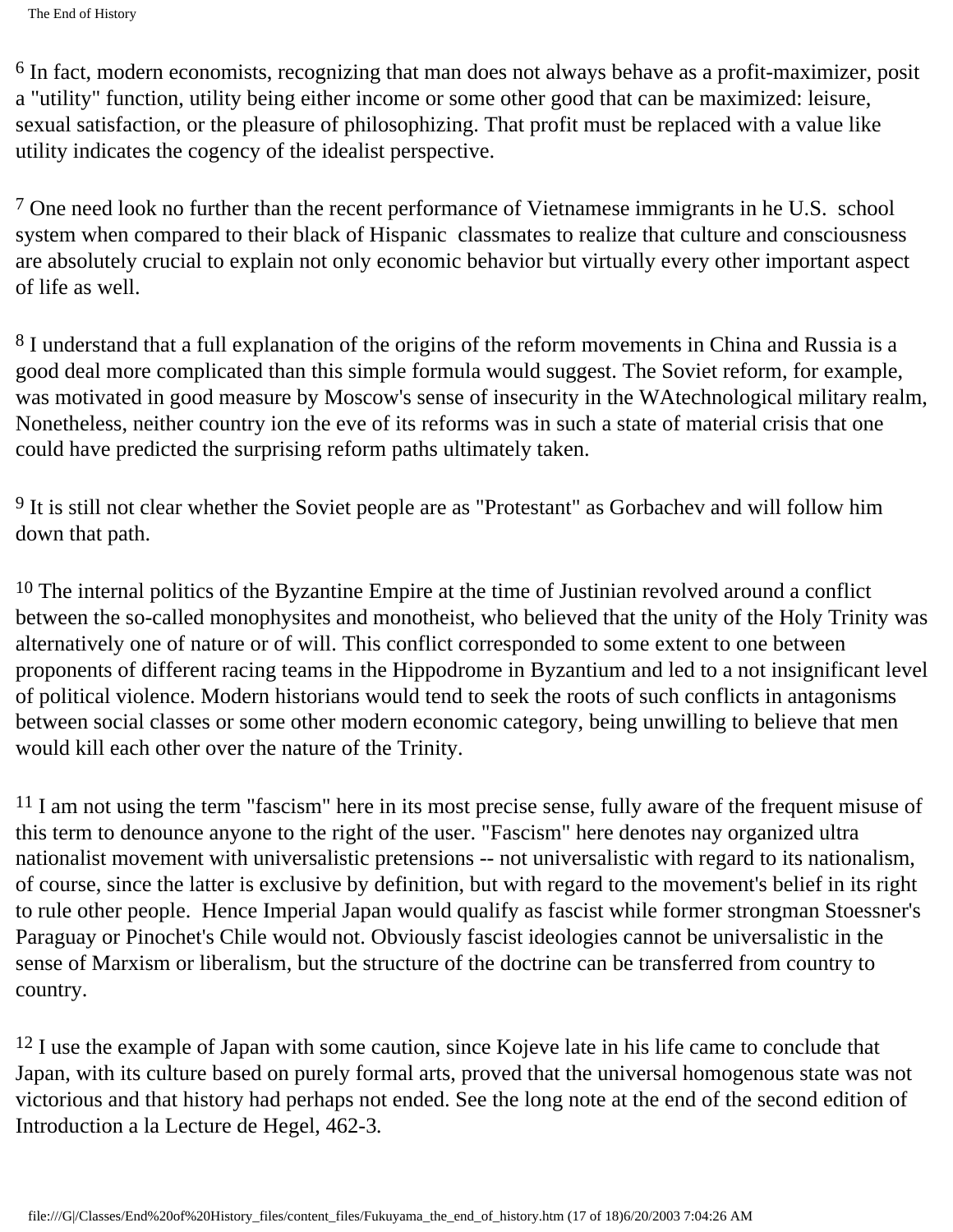[6] In fact, modern economists, recognizing that man does not always behave as a profit-maximizer, posit a "utility" function, utility being either income or some other good that can be maximized: leisure, sexual satisfaction, or the pleasure of philosophizing. That profit must be replaced with a value like utility indicates the cogency of the idealist perspective.

[7] One need look no further than the recent performance of Vietnamese immigrants in he U.S. school system when compared to their black of Hispanic classmates to realize that culture and consciousness are absolutely crucial to explain not only economic behavior but virtually every other important aspect of life as well.

[8] I understand that a full explanation of the origins of the reform movements in China and Russia is a good deal more complicated than this simple formula would suggest. The Soviet reform, for example, was motivated in good measure by Moscow's sense of insecurity in the WAtechnological military realm, Nonetheless, neither country ion the eve of its reforms was in such a state of material crisis that one could have predicted the surprising reform paths ultimately taken.

[9] It is still not clear whether the Soviet people are as "Protestant" as Gorbachev and will follow him down that path.

[10] The internal politics of the Byzantine Empire at the time of Justinian revolved around a conflict between the so-called monophysites and monotheist, who believed that the unity of the Holy Trinity was alternatively one of nature or of will. This conflict corresponded to some extent to one between proponents of different racing teams in the Hippodrome in Byzantium and led to a not insignificant level of political violence. Modern historians would tend to seek the roots of such conflicts in antagonisms between social classes or some other modern economic category, being unwilling to believe that men would kill each other over the nature of the Trinity.

[11] I am not using the term "fascism" here in its most precise sense, fully aware of the frequent misuse of this term to denounce anyone to the right of the user. "Fascism" here denotes nay organized ultra nationalist movement with universalistic pretensions -- not universalistic with regard to its nationalism, of course, since the latter is exclusive by definition, but with regard to the movement's belief in its right to rule other people. Hence Imperial Japan would qualify as fascist while former strongman Stoessner's Paraguay or Pinochet's Chile would not. Obviously fascist ideologies cannot be universalistic in the sense of Marxism or liberalism, but the structure of the doctrine can be transferred from country to country.

[12] I use the example of Japan with some caution, since Kojeve late in his life came to conclude that Japan, with its culture based on purely formal arts, proved that the universal homogenous state was not victorious and that history had perhaps not ended. See the long note at the end of the second edition of Introduction a la Lecture de Hegel, 462-3.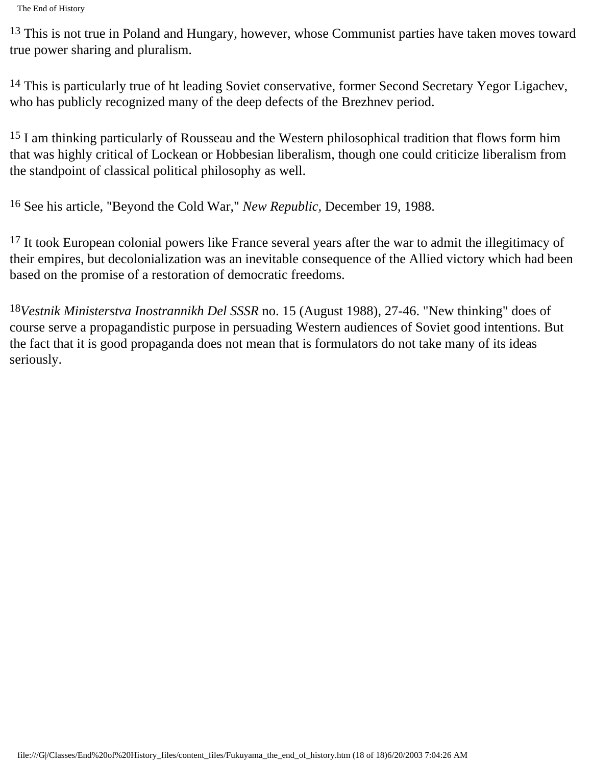[13] This is not true in Poland and Hungary, however, whose Communist parties have taken moves toward true power sharing and pluralism.

[14] This is particularly true of ht leading Soviet conservative, former Second Secretary Yegor Ligachev, who has publicly recognized many of the deep defects of the Brezhnev period.

[15] I am thinking particularly of Rousseau and the Western philosophical tradition that flows form him that was highly critical of Lockean or Hobbesian liberalism, though one could criticize liberalism from the standpoint of classical political philosophy as well.

[16] See his article, "Beyond the Cold War," *New Republic,* December 19, 1988.

[17] It took European colonial powers like France several years after the war to admit the illegitimacy of their empires, but decolonialization was an inevitable consequence of the Allied victory which had been based on the promise of a restoration of democratic freedoms.

[18] *Vestnik Ministerstva Inostrannikh Del SSSR* no. 15 (August 1988), 27-46. "New thinking" does of course serve a propagandistic purpose in persuading Western audiences of Soviet good intentions. But the fact that it is good propaganda does not mean that is formulators do not take many of its ideas seriously.